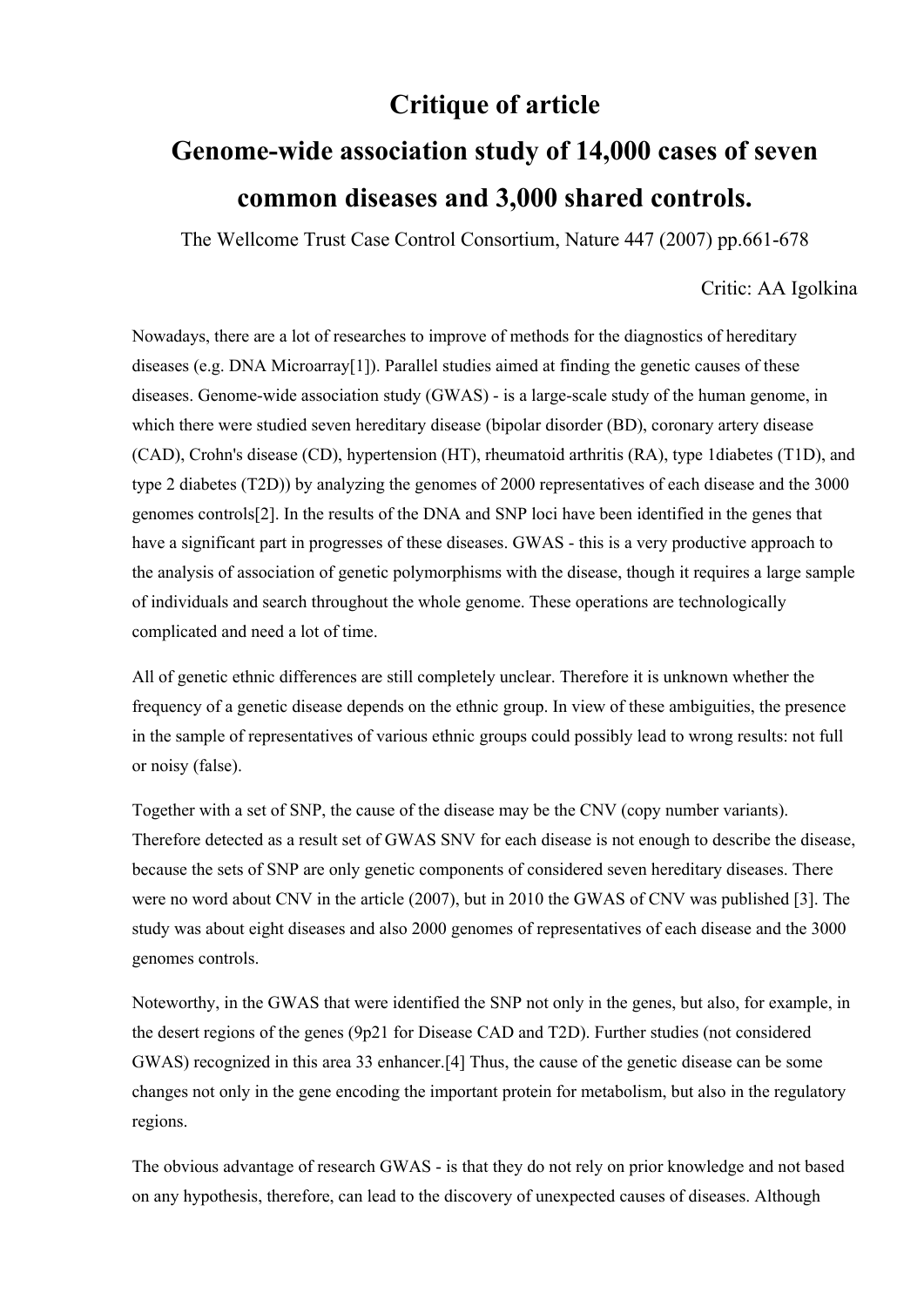# Critique of article

# Genome-wide association study of 14,000 cases of seven common diseases and 3,000 shared controls.

The Wellcome Trust Case Control Consortium, Nature 447 (2007) pp.661-678

Critic: AA Igolkina

Nowadays, there are a lot of researches to improve of methods for the diagnostics of hereditary diseases (e.g. DNA Microarray[1]). Parallel studies aimed at finding the genetic causes of these diseases. Genome-wide association study (GWAS) - is a large-scale study of the human genome, in which there were studied seven hereditary disease (bipolar disorder (BD), coronary artery disease (CAD), Crohn's disease (CD), hypertension (HT), rheumatoid arthritis (RA), type 1diabetes (T1D), and type 2 diabetes (T2D)) by analyzing the genomes of 2000 representatives of each disease and the 3000 genomes controls[2]. In the results of the DNA and SNP loci have been identified in the genes that have a significant part in progresses of these diseases. GWAS - this is a very productive approach to the analysis of association of genetic polymorphisms with the disease, though it requires a large sample of individuals and search throughout the whole genome. These operations are technologically complicated and need a lot of time.

All of genetic ethnic differences are still completely unclear. Therefore it is unknown whether the frequency of a genetic disease depends on the ethnic group. In view of these ambiguities, the presence in the sample of representatives of various ethnic groups could possibly lead to wrong results: not full or noisy (false).

Together with a set of SNP, the cause of the disease may be the CNV (copy number variants). Therefore detected as a result set of GWAS SNV for each disease is not enough to describe the disease, because the sets of SNP are only genetic components of considered seven hereditary diseases. There were no word about CNV in the article (2007), but in 2010 the GWAS of CNV was published [3]. The study was about eight diseases and also 2000 genomes of representatives of each disease and the 3000 genomes controls.

Noteworthy, in the GWAS that were identified the SNP not only in the genes, but also, for example, in the desert regions of the genes (9p21 for Disease CAD and T2D). Further studies (not considered GWAS) recognized in this area 33 enhancer.[4] Thus, the cause of the genetic disease can be some changes not only in the gene encoding the important protein for metabolism, but also in the regulatory regions.

The obvious advantage of research GWAS - is that they do not rely on prior knowledge and not based on any hypothesis, therefore, can lead to the discovery of unexpected causes of diseases. Although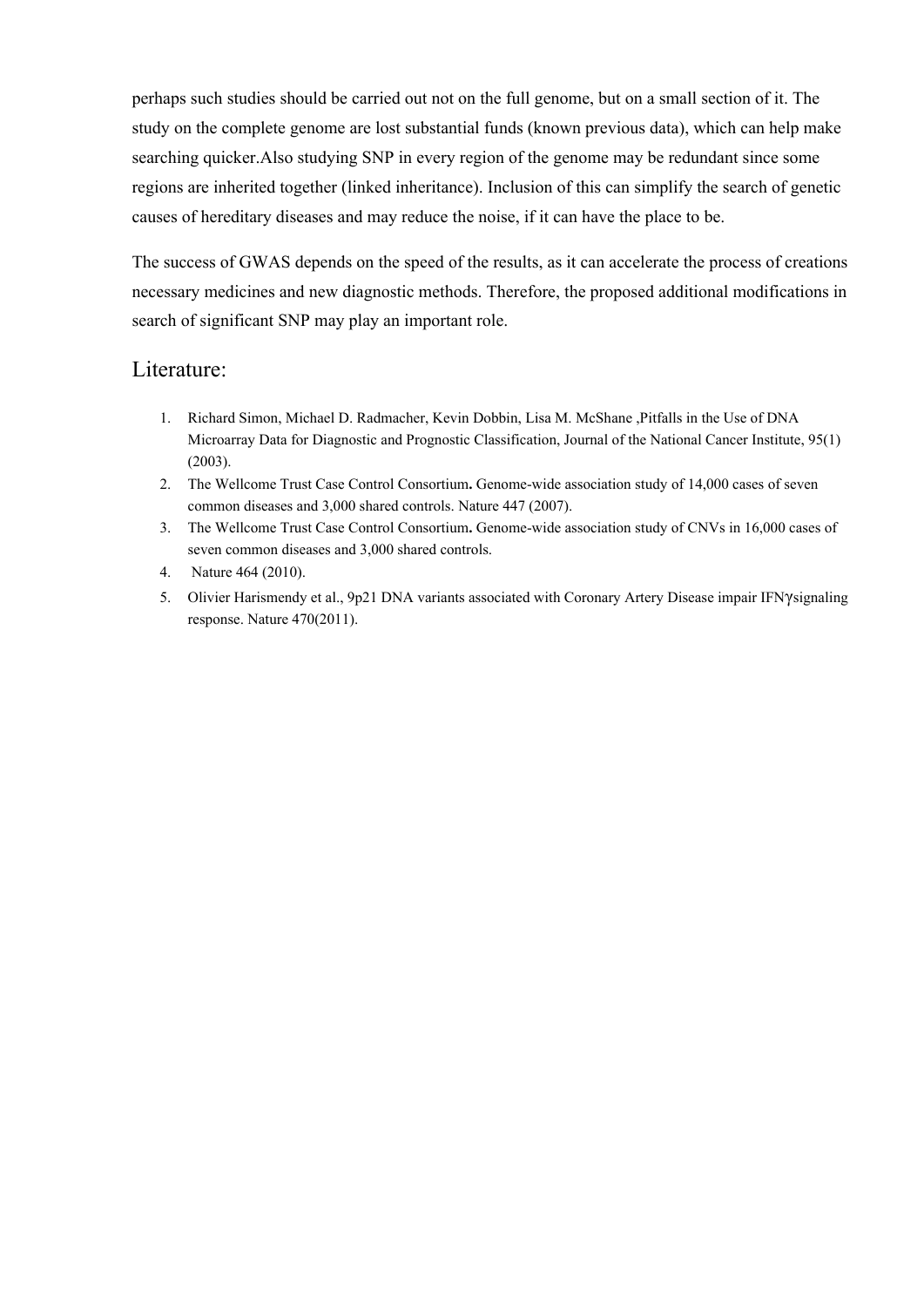perhaps such studies should be carried out not on the full genome, but on a small section of it. The study on the complete genome are lost substantial funds (known previous data), which can help make searching quicker.Also studying SNP in every region of the genome may be redundant since some regions are inherited together (linked inheritance). Inclusion of this can simplify the search of genetic causes of hereditary diseases and may reduce the noise, if it can have the place to be.

The success of GWAS depends on the speed of the results, as it can accelerate the process of creations necessary medicines and new diagnostic methods. Therefore, the proposed additional modifications in search of significant SNP may play an important role.

## Literature:

1. Richard Simon, Michael D. Radmacher, Kevin Dobbin, Lisa M. McShane ,Pitfalls in the Use of DNA Microarray Data for Diagnostic and Prognostic Classification, Journal of the National Cancer Institute, 95(1) (2003).
2. The Wellcome Trust Case Control Consortium**.** Genome-wide association study of 14,000 cases of seven common diseases and 3,000 shared controls. Nature 447 (2007).
3. The Wellcome Trust Case Control Consortium**.** Genome-wide association study of CNVs in 16,000 cases of seven common diseases and 3,000 shared controls.
4. Nature 464 (2010).
5. Olivier Harismendy et al., 9p21 DNA variants associated with Coronary Artery Disease impair IFNγsignaling response. Nature 470(2011).